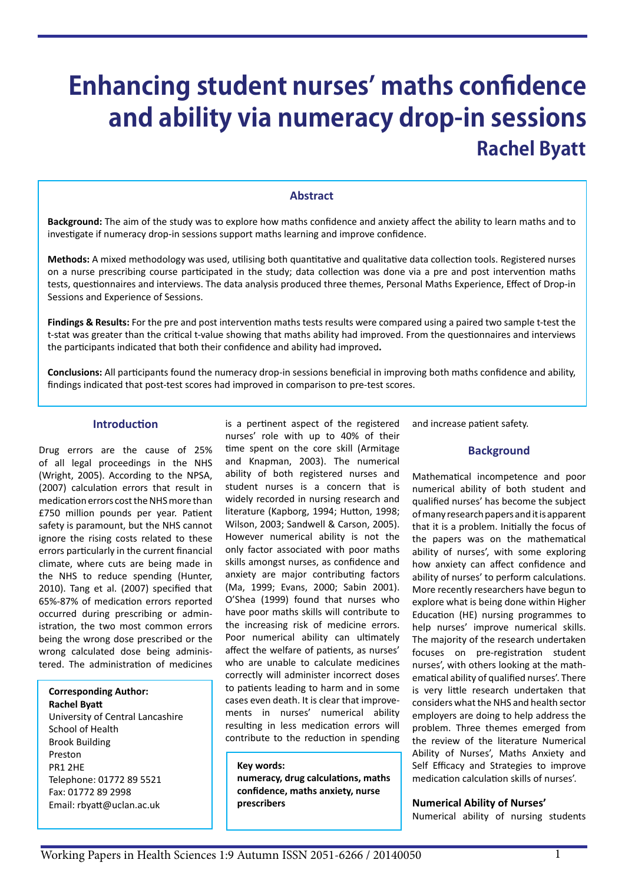# Enhancing student nurses' maths confidence and ability via numeracy drop-in sessions

## Rachel Byatt

### Abstract

**Background:** The aim of the study was to explore how maths confidence and anxiety affect the ability to learn maths and to investigate if numeracy drop-in sessions support maths learning and improve confidence.

**Methods:** A mixed methodology was used, utilising both quantitative and qualitative data collection tools. Registered nurses on a nurse prescribing course participated in the study; data collection was done via a pre and post intervention maths tests, questionnaires and interviews. The data analysis produced three themes, Personal Maths Experience, Effect of Drop-in Sessions and Experience of Sessions.

**Findings & Results:** For the pre and post intervention maths tests results were compared using a paired two sample t-test the t-stat was greater than the critical t-value showing that maths ability had improved. From the questionnaires and interviews the participants indicated that both their confidence and ability had improved**.**

**Conclusions:** All participants found the numeracy drop-in sessions beneficial in improving both maths confidence and ability, findings indicated that post-test scores had improved in comparison to pre-test scores.

### Introduction

Drug errors are the cause of 25% of all legal proceedings in the NHS (Wright, 2005). According to the NPSA, (2007) calculation errors that result in medication errors cost the NHS more than £750 million pounds per year. Patient safety is paramount, but the NHS cannot ignore the rising costs related to these errors particularly in the current financial climate, where cuts are being made in the NHS to reduce spending (Hunter, 2010). Tang et al. (2007) specified that 65%-87% of medication errors reported occurred during prescribing or administration, the two most common errors being the wrong dose prescribed or the wrong calculated dose being administered. The administration of medicines is a pertinent aspect of the registered nurses' role with up to 40% of their time spent on the core skill (Armitage and Knapman, 2003). The numerical ability of both registered nurses and student nurses is a concern that is widely recorded in nursing research and literature (Kapborg, 1994; Hutton, 1998; Wilson, 2003; Sandwell & Carson, 2005). However numerical ability is not the only factor associated with poor maths skills amongst nurses, as confidence and anxiety are major contributing factors (Ma, 1999; Evans, 2000; Sabin 2001). O'Shea (1999) found that nurses who have poor maths skills will contribute to the increasing risk of medicine errors. Poor numerical ability can ultimately affect the welfare of patients, as nurses' who are unable to calculate medicines correctly will administer incorrect doses to patients leading to harm and in some cases even death. It is clear that improvements in nurses' numerical ability resulting in less medication errors will contribute to the reduction in spending and increase patient safety.

**Corresponding Author:**
**Rachel Byatt**
University of Central Lancashire
School of Health
Brook Building
Preston
PR1 2HE
Telephone: 01772 89 5521
Fax: 01772 89 2998
Email: rbyatt@uclan.ac.uk

**Key words:**
**numeracy, drug calculations, maths confidence, maths anxiety, nurse prescribers**

### Background

Mathematical incompetence and poor numerical ability of both student and qualified nurses' has become the subject of many research papers and it is apparent that it is a problem. Initially the focus of the papers was on the mathematical ability of nurses', with some exploring how anxiety can affect confidence and ability of nurses' to perform calculations. More recently researchers have begun to explore what is being done within Higher Education (HE) nursing programmes to help nurses' improve numerical skills. The majority of the research undertaken focuses on pre-registration student nurses', with others looking at the mathematical ability of qualified nurses'. There is very little research undertaken that considers what the NHS and health sector employers are doing to help address the problem. Three themes emerged from the review of the literature Numerical Ability of Nurses', Maths Anxiety and Self Efficacy and Strategies to improve medication calculation skills of nurses'.

**Numerical Ability of Nurses'**

Numerical ability of nursing students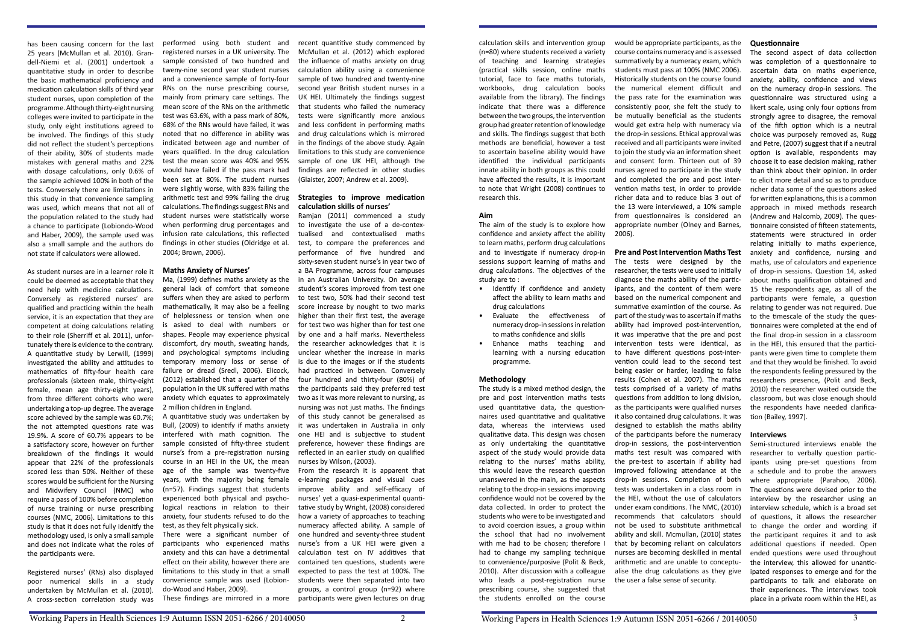has been causing concern for the last 25 years (McMullan et al. 2010). Grandell-Niemi et al. (2001) undertook a quantitative study in order to describe the basic mathematical proficiency and medication calculation skills of third year student nurses, upon completion of the programme. Although thirty-eight nursing colleges were invited to participate in the study, only eight institutions agreed to be involved. The findings of this study did not reflect the student's perceptions of their ability, 30% of students made mistakes with general maths and 22% with dosage calculations, only 0.6% of the sample achieved 100% in both of the tests. Conversely there are limitations in this study in that convenience sampling was used, which means that not all of the population related to the study had a chance to participate (Lobiondo-Wood and Haber, 2009), the sample used was also a small sample and the authors do not state if calculators were allowed.

As student nurses are in a learner role it could be deemed as acceptable that they need help with medicine calculations. Conversely as registered nurses' are qualified and practicing within the health service, it is an expectation that they are competent at doing calculations relating to their role (Sherriff et al. 2011), unfortunately there is evidence to the contrary. A quantitative study by Lerwill, (1999) investigated the ability and attitudes to mathematics of fifty-four health care professionals (sixteen male, thirty-eight female, mean age thirty-eight years), from three different cohorts who were undertaking a top-up degree. The average score achieved by the sample was 60.7%; the not attempted questions rate was 19.9%. A score of 60.7% appears to be a satisfactory score, however on further breakdown of the findings it would appear that 22% of the professionals scored less than 50%. Neither of these scores would be sufficient for the Nursing and Midwifery Council (NMC) who require a pass of 100% before completion of nurse training or nurse prescribing courses (NMC, 2006). Limitations to this study is that it does not fully identify the methodology used, is only a small sample and does not indicate what the roles of the participants were.

Registered nurses' (RNs) also displayed poor numerical skills in a study undertaken by McMullan et al. (2010). A cross-section correlation study was performed using both student and registered nurses in a UK university. The sample consisted of two hundred and tweny-nine second year student nurses and a convenience sample of forty-four RNs on the nurse prescribing course, mainly from primary care settings. The mean score of the RNs on the arithmetic test was 63.6%, with a pass mark of 80%, 68% of the RNs would have failed, it was noted that no difference in ability was indicated between age and number of years qualified. In the drug calculation test the mean score was 40% and 95% would have failed if the pass mark had been set at 80%. The student nurses were slightly worse, with 83% failing the arithmetic test and 99% failing the drug calculations. The findings suggest RNs and student nurses were statistically worse when performing drug percentages and infusion rate calculations, this reflected findings in other studies (Oldridge et al. 2004; Brown, 2006).

## Maths Anxiety of Nurses'

Ma, (1999) defines maths anxiety as the general lack of comfort that someone suffers when they are asked to perform mathematically, it may also be a feeling of helplessness or tension when one is asked to deal with numbers or shapes. People may experience physical discomfort, dry mouth, sweating hands, and psychological symptoms including temporary memory loss or sense of failure or dread (Sredl, 2006). Elicock, (2012) established that a quarter of the population in the UK suffered with maths anxiety which equates to approximately 2 million children in England.

A quantitative study was undertaken by Bull, (2009) to identify if maths anxiety interfered with math cognition. The sample consisted of fifty-three student nurse's from a pre-registration nursing course in an HEI in the UK, the mean age of the sample was twenty-five years, with the majority being female (n=57). Findings suggest that students experienced both physical and psychological reactions in relation to their anxiety, four students refused to do the test, as they felt physically sick.

There were a significant number of participants who experienced maths anxiety and this can have a detrimental effect on their ability, however there are limitations to this study in that a small convenience sample was used (Lobiondo-Wood and Haber, 2009).

These findings are mirrored in a more recent quantitive study commenced by McMullan et al. (2012) which explored the influence of maths anxiety on drug calculation ability using a convenience sample of two hundred and twenty-nine second year British student nurses in a UK HEI. Ultimately the findings suggest that students who failed the numeracy tests were significantly more anxious and less confident in performing maths and drug calculations which is mirrored in the findings of the above study. Again limitations to this study are convenience sample of one UK HEI, although the findings are reflected in other studies (Glaister, 2007; Andrew et al. 2009).

## Strategies to improve medication calculation skills of nurses'

Ramjan (2011) commenced a study to investigate the use of a de-contextualised and contextualised maths test, to compare the preferences and performance of five hundred and sixty-seven student nurse's in year two of a BA Programme, across four campuses in an Australian University. On average student's scores improved from test one to test two, 50% had their second test score increase by nought to two marks higher than their first test, the average for test two was higher than for test one by one and a half marks. Nevertheless the researcher acknowledges that it is unclear whether the increase in marks is due to the images or if the students had practiced in between. Conversely four hundred and thirty-four (80%) of the participants said they preferred test two as it was more relevant to nursing, as nursing was not just maths. The findings of this study cannot be generalised as it was undertaken in Australia in only one HEI and is subjective to student preference, however these findings are reflected in an earlier study on qualified nurses by Wilson, (2003).

From the research it is apparent that e-learning packages and visual cues improve ability and self-efficacy of nurses' yet a quasi-experimental quantitative study by Wright, (2008) considered how a variety of approaches to teaching numeracy affected ability. A sample of one hundred and seventy-three student nurse's from a UK HEI were given a calculation test on IV additives that contained ten questions, students were expected to pass the test at 100%. The students were then separated into two groups, a control group (n=92) where participants were given lectures on drug calculation skills and intervention group (n=80) where students received a variety of teaching and learning strategies (practical skills session, online maths tutorial, face to face maths tutorials, workbooks, drug calculation books available from the library). The findings indicate that there was a difference between the two groups, the intervention group had greater retention of knowledge and skills. The findings suggest that both methods are beneficial, however a test to ascertain baseline ability would have identified the individual participants innate ability in both groups as this could have affected the results, it is important to note that Wright (2008) continues to research this.

## Aim

The aim of the study is to explore how confidence and anxiety affect the ability to learn maths, perform drug calculations and to investigate if numeracy drop-in sessions support learning of maths and drug calculations. The objectives of the study are to :

- Identify if confidence and anxiety affect the ability to learn maths and drug calculations
- Evaluate the effectiveness of numeracy drop-in sessions in relation to maths confidence and skills
- Enhance maths teaching and learning with a nursing education programme.

## Methodology

The study is a mixed method design, the pre and post intervention maths tests used quantitative data, the questionnaires used quantitative and qualitative data, whereas the interviews used qualitative data. This design was chosen as only undertaking the quantitative aspect of the study would provide data relating to the nurses' maths ability, this would leave the research question unanswered in the main, as the aspects relating to the drop-in sessions improving confidence would not be covered by the data collected. In order to protect the students who were to be investigated and to avoid coercion issues, a group within the school that had no involvement with me had to be chosen; therefore I had to change my sampling technique to convenience/purposive (Polit & Beck, 2010). After discussion with a colleague who leads a post-registration nurse prescribing course, she suggested that the students enrolled on the course would be appropriate participants, as the course contains numeracy and is assessed summatively by a numeracy exam, which students must pass at 100% (NMC 2006). Historically students on the course found the numerical element difficult and the pass rate for the examination was consistently poor, she felt the study to be mutually beneficial as the students would get extra help with numeracy via the drop-in sessions. Ethical approval was received and all participants were invited to join the study via an information sheet and consent form. Thirteen out of 39 nurses agreed to participate in the study and completed the pre and post intervention maths test, in order to provide richer data and to reduce bias 3 out of the 13 were interviewed, a 10% sample from questionnaires is considered an appropriate number (Olney and Barnes, 2006).

## Pre and Post Intervention Maths Test

The tests were designed by the researcher, the tests were used to initially diagnose the maths ability of the participants, and the content of them were based on the numerical component and summative examintion of the course. As part of the study was to ascertain if maths ability had improved post-intervention, it was imperative that the pre and post intervention tests were identical, as to have different questions post-intervention could lead to the second test being easier or harder, leading to false results (Cohen et al. 2007). The maths tests comprised of a variety of maths questions from addition to long division, as the participants were qualified nurses it also contained drug calculations. It was designed to establish the maths ability of the participants before the numeracy drop-in sessions, the post-intervention maths test result was compared with the pre-test to ascertain if ability had improved following attendance at the drop-in sessions. Completion of both tests was undertaken in a class room in the HEI, without the use of calculators under exam conditions. The NMC, (2010) recommends that calculators should not be used to substitute arithmetical ability and skill. Mcmullan, (2010) states that by becoming reliant on calculators nurses are becoming deskilled in mental arithmetic and are unable to conceptualise the drug calculations as they give the user a false sense of security.

## Questionnaire

The second aspect of data collection was completion of a questionnaire to ascertain data on maths experience, anxiety, ability, confidence and views on the numeracy drop-in sessions. The questionnaire was structured using a likert scale, using only four options from strongly agree to disagree, the removal of the fifth option which is a neutral choice was purposely removed as, Rugg and Petre, (2007) suggest that if a neutral option is available, respondents may choose it to ease decision making, rather than think about their opinion. In order to elicit more detail and so as to produce richer data some of the questions asked for written explanations, this is a common approach in mixed methods research (Andrew and Halcomb, 2009). The questionnaire consisted of fifteen statements, statements were structured in order relating initially to maths experience, anxiety and confidence, nursing and maths, use of calculators and experience of drop-in sessions. Question 14, asked about maths qualification obtained and 15 the respondents age, as all of the participants were female, a question relating to gender was not required. Due to the timescale of the study the questionnaires were completed at the end of the final drop-in session in a classroom in the HEI, this ensured that the participants were given time to complete them and that they would be finished. To avoid the respondents feeling pressured by the researchers presence, (Polit and Beck, 2010) the researcher waited outside the classroom, but was close enough should the respondents have needed clarification (Bailey, 1997).

## Interviews

Semi-structured interviews enable the researcher to verbally question participants using pre-set questions from a schedule and to probe the answers where appropriate (Parahoo, 2006). The questions were devised prior to the interview by the researcher using an interview schedule, which is a broad set of questions, it allows the researcher to change the order and wording if the participant requires it and to ask additional questions if needed. Open ended questions were used throughout the interview, this allowed for unanticipated responses to emerge and for the participants to talk and elaborate on their experiences. The interviews took place in a private room within the HEI, as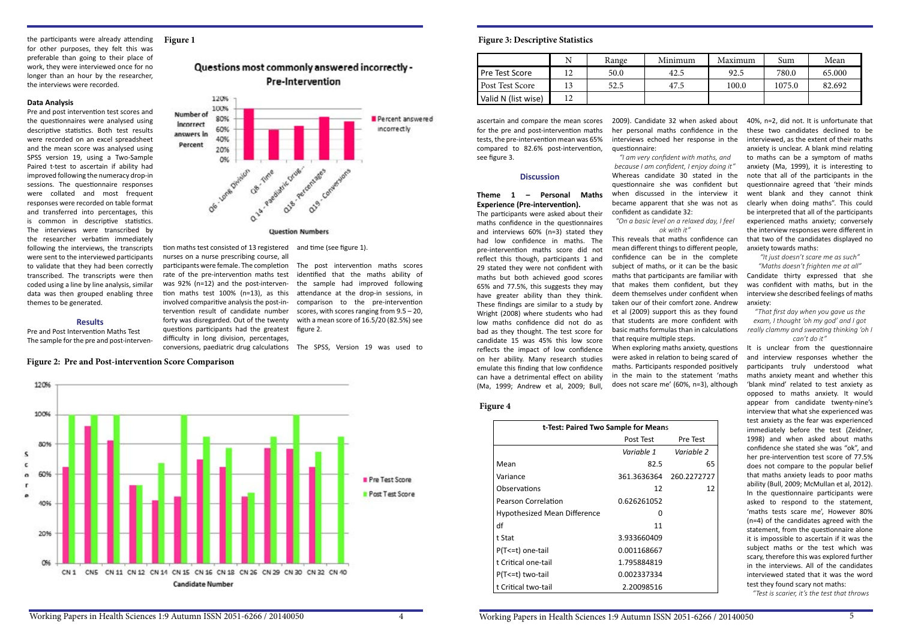the participants were already attending for other purposes, they felt this was preferable than going to their place of work, they were interviewed once for no longer than an hour by the researcher, the interviews were recorded.

**Data Analysis**

Pre and post intervention test scores and the questionnaires were analysed using descriptive statistics. Both test results were recorded on an excel spreadsheet and the mean score was analysed using SPSS version 19, using a Two-Sample Paired t-test to ascertain if ability had improved following the numeracy drop-in sessions. The questionnaire responses were collated and most frequent responses were recorded on table format and transferred into percentages, this is common in descriptive statistics. The interviews were transcribed by the researcher verbatim immediately following the interviews, the transcripts were sent to the interviewed participants to validate that they had been correctly transcribed. The transcripts were then coded using a line by line analysis, similar data was then grouped enabling three themes to be generated.

## Results

Pre and Post Intervention Maths Test

The sample for the pre and post-intervention maths test consisted of 13 registered nurses on a nurse prescribing course, all participants were female. The completion rate of the pre-intervention maths test was 92% (n=12) and the post-intervention maths test 100% (n=13), as this involved comparitive analysis the post-intervention result of candidate number forty was disregarded. Out of the twenty questions participants had the greatest difficulty in long division, percentages, conversions, paediatric drug calculations and time (see figure 1).

**Figure 1**

Questions most commonly answered incorrectly - Pre-Intervention

The post intervention maths scores identified that the maths ability of the sample had improved following attendance at the drop-in sessions, in comparison to the pre-intervention scores, with scores ranging from 9.5 – 20, with a mean score of 16.5/20 (82.5%) see figure 2.

The SPSS, Version 19 was used to ascertain and compare the mean scores for the pre and post-intervention maths tests, the pre-intervention mean was 65% compared to 82.6% post-intervention, see figure 3.

**Figure 2: Pre and Post-intervention Score Comparison**

**Figure 3: Descriptive Statistics**

| | N | Range | Minimum | Maximum | Sum | Mean |
|---|---|---|---|---|---|---|
| Pre Test Score | 12 | 50.0 | 42.5 | 92.5 | 780.0 | 65.000 |
| Post Test Score | 13 | 52.5 | 47.5 | 100.0 | 1075.0 | 82.692 |
| Valid N (list wise) | 12 | | | | | |

## Discussion

**Theme 1 – Personal Maths Experience (Pre-intervention).**

The participants were asked about their maths confidence in the questionnaires and interviews 60% (n=3) stated they had low confidence in maths. The pre-intervention maths score did not reflect this though, participants 1 and 29 stated they were not confident with maths but both achieved good scores 65% and 77.5%, this suggests they may have greater ability than they think. These findings are similar to a study by Wright (2008) where students who had low maths confidence did not do as bad as they thought. The test score for candidate 15 was 45% this low score reflects the impact of low confidence on her ability. Many research studies emulate this finding that low confidence can have a detrimental effect on ability (Ma, 1999; Andrew et al, 2009; Bull, 2009). Candidate 32 when asked about her personal maths confidence in the interviews echoed her response in the questionnaire:

*"I am very confident with maths, and because I am confident, I enjoy doing it"*

Whereas candidate 30 stated in the questionnaire she was confident but when discussed in the interview it became apparent that she was not as confident as candidate 32:

*"On a basic level on a relaxed day, I feel ok with it"*

This reveals that maths confidence can mean different things to different people, confidence can be in the complete subject of maths, or it can be the basic maths that participants are familiar with that makes them confident, but they deem themselves under confident when taken our of their comfort zone. Andrew et al (2009) support this as they found that students are more confident with basic maths formulas than in calculations that require multiple steps.

When exploring maths anxiety, questions were asked in relation to being scared of maths. Participants responded positively in the main to the statement 'maths does not scare me' (60%, n=3), although 40%, n=2, did not. It is unfortunate that these two candidates declined to be interviewed, as the extent of their maths anxiety is unclear. A blank mind relating to maths can be a symptom of maths anxiety (Ma, 1999), it is interesting to note that all of the participants in the questionnaire agreed that 'their minds went blank and they cannot think clearly when doing maths". This could be interpreted that all of the participants experienced maths anxiety; conversely the interview responses were different in that two of the candidates displayed no anxiety towards maths:

*"It just doesn't scare me as such"*

*"Maths doesn't frighten me at all"*

Candidate thirty expressed that she was confident with maths, but in the interview she described feelings of maths anxiety:

*"That first day when you gave us the exam, I thought 'oh my god' and I got really clammy and sweating thinking 'oh I can't do it"*

It is unclear from the questionnaire and interview responses whether the participants truly understood what maths anxiety meant and whether this 'blank mind' related to test anxiety as opposed to maths anxiety. It would appear from candidate twenty-nine's interview that what she experienced was test anxiety as the fear was experienced immediately before the test (Zeidner, 1998) and when asked about maths confidence she stated she was "ok", and her pre-intervention test score of 77.5% does not compare to the popular belief that maths anxiety leads to poor maths ability (Bull, 2009; McMullan et al, 2012). In the questionnaire participants were asked to respond to the statement, 'maths tests scare me', However 80% (n=4) of the candidates agreed with the statement, from the questionnaire alone it is impossible to ascertain if it was the subject maths or the test which was scary, therefore this was explored further in the interviews. All of the candidates interviewed stated that it was the word test they found scary not maths:

*"Test is scarier, it's the test that throws*

**Figure 4**

| t-Test: Paired Two Sample for Means | Post Test | Pre Test |
|---|---|---|
| | *Variable 1* | *Variable 2* |
| Mean | 82.5 | 65 |
| Variance | 361.3636364 | 260.2272727 |
| Observations | 12 | 12 |
| Pearson Correlation | 0.626261052 | |
| Hypothesized Mean Difference | 0 | |
| df | 11 | |
| t Stat | 3.933660409 | |
| P(T<=t) one-tail | 0.001168667 | |
| t Critical one-tail | 1.795884819 | |
| P(T<=t) two-tail | 0.002337334 | |
| t Critical two-tail | 2.20098516 | |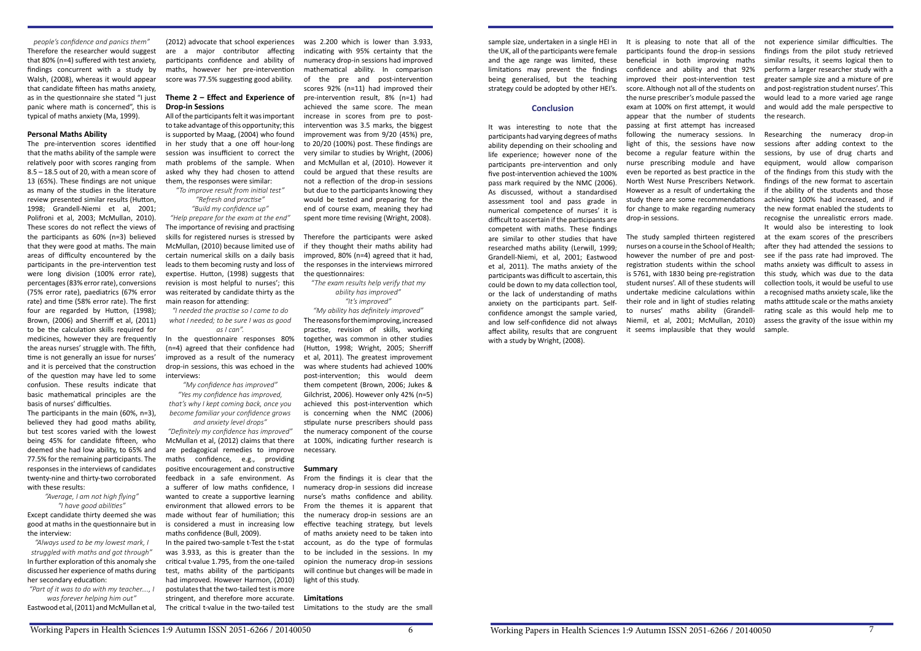*people's confidence and panics them"*
Therefore the researcher would suggest that 80% (n=4) suffered with test anxiety, findings concurrent with a study by Walsh, (2008), whereas it would appear that candidate fifteen has maths anxiety, as in the questionnaire she stated "I just panic where math is concerned", this is typical of maths anxiety (Ma, 1999).

### Personal Maths Ability

The pre-intervention scores identified that the maths ability of the sample were relatively poor with scores ranging from 8.5 – 18.5 out of 20, with a mean score of 13 (65%). These findings are not unique as many of the studies in the literature review presented similar results (Hutton, 1998; Grandell-Niemi et al, 2001; Polifroni et al, 2003; McMullan, 2010). These scores do not reflect the views of the participants as 60% (n=3) believed that they were good at maths. The main areas of difficulty encountered by the participants in the pre-intervention test were long division (100% error rate), percentages (83% error rate), conversions (75% error rate), paediatrics (67% error rate) and time (58% error rate). The first four are regarded by Hutton, (1998); Brown, (2006) and Sherriff et al, (2011) to be the calculation skills required for medicines, however they are frequently the areas nurses' struggle with. The fifth, time is not generally an issue for nurses' and it is perceived that the construction of the question may have led to some confusion. These results indicate that basic mathematical principles are the basis of nurses' difficulties.

The participants in the main (60%, n=3), believed they had good maths ability, but test scores varied with the lowest being 45% for candidate fifteen, who deemed she had low ability, to 65% and 77.5% for the remaining participants. The responses in the interviews of candidates twenty-nine and thirty-two corroborated with these results:

*"Average, I am not high flying"*
*"I have good abilities"*

Except candidate thirty deemed she was good at maths in the questionnaire but in the interview:

*"Always used to be my lowest mark, I struggled with maths and got through"*

In further exploration of this anomaly she discussed her experience of maths during her secondary education:

*"Part of it was to do with my teacher...., I was forever helping him out"*

Eastwood et al, (2011) and McMullan et al, (2012) advocate that school experiences are a major contributor affecting participants confidence and ability of maths, however her pre-intervention score was 77.5% suggesting good ability.

### Theme 2 – Effect and Experience of Drop-in Sessions

All of the participants felt it was important to take advantage of this opportunity; this is supported by Maag, (2004) who found in her study that a one off hour-long session was insufficient to correct the math problems of the sample. When asked why they had chosen to attend them, the responses were similar:

*"To improve result from initial test"*
*"Refresh and practise"*
*"Build my confidence up"*
*"Help prepare for the exam at the end"*

The importance of revising and practising skills for registered nurses is stressed by McMullan, (2010) because limited use of certain numerical skills on a daily basis leads to them becoming rusty and loss of expertise. Hutton, (1998) suggests that revision is most helpful to nurses'; this was reiterated by candidate thirty as the main reason for attending:

*"I needed the practise so I came to do what I needed; to be sure I was as good as I can".*

In the questionnaire responses 80% (n=4) agreed that their confidence had improved as a result of the numeracy drop-in sessions, this was echoed in the interviews:

*"My confidence has improved"*
*"Yes my confidence has improved, that's why I kept coming back, once you become familiar your confidence grows and anxiety level drops"*
*"Definitely my confidence has improved"*

McMullan et al, (2012) claims that there are pedagogical remedies to improve maths confidence, e.g., providing positive encouragement and constructive feedback in a safe environment. As a sufferer of low maths confidence, I wanted to create a supportive learning environment that allowed errors to be made without fear of humiliation; this is considered a must in increasing low maths confidence (Bull, 2009).

In the paired two-sample t-Test the t-stat was 3.933, as this is greater than the critical t-value 1.795, from the one-tailed test, maths ability of the participants had improved. However Harmon, (2010) postulates that the two-tailed test is more stringent, and therefore more accurate. The critical t-value in the two-tailed test was 2.200 which is lower than 3.933, indicating with 95% certainty that the numeracy drop-in sessions had improved mathematical ability. In comparison of the pre and post-intervention scores 92% (n=11) had improved their pre-intervention result, 8% (n=1) had achieved the same score. The mean increase in scores from pre to post-intervention was 3.5 marks, the biggest improvement was from 9/20 (45%) pre, to 20/20 (100%) post. These findings are very similar to studies by Wright, (2006) and McMullan et al, (2010). However it could be argued that these results are not a reflection of the drop-in sessions but due to the participants knowing they would be tested and preparing for the end of course exam, meaning they had spent more time revising (Wright, 2008).

Therefore the participants were asked if they thought their maths ability had improved, 80% (n=4) agreed that it had, the responses in the interviews mirrored the questionnaires:

*"The exam results help verify that my ability has improved"*
*"It's improved"*
*"My ability has definitely improved"*

The reasons for them improving, increased practise, revision of skills, working together, was common in other studies (Hutton, 1998; Wright, 2005; Sherriff et al, 2011). The greatest improvement was where students had achieved 100% post-intervention; this would deem them competent (Brown, 2006; Jukes & Gilchrist, 2006). However only 42% (n=5) achieved this post-intervention which is concerning when the NMC (2006) stipulate nurse prescribers should pass the numeracy component of the course at 100%, indicating further research is necessary.

### Summary

From the findings it is clear that the numeracy drop-in sessions did increase nurse's maths confidence and ability. From the themes it is apparent that the numeracy drop-in sessions are an effective teaching strategy, but levels of maths anxiety need to be taken into account, as do the type of formulas to be included in the sessions. In my opinion the numeracy drop-in sessions will continue but changes will be made in light of this study.

### Limitations

Limitations to the study are the small sample size, undertaken in a single HEI in the UK, all of the participants were female and the age range was limited, these limitations may prevent the findings being generalised, but the teaching strategy could be adopted by other HEI's.

## Conclusion

It was interesting to note that the participants had varying degrees of maths ability depending on their schooling and life experience; however none of the participants pre-intervention and only five post-intervention achieved the 100% pass mark required by the NMC (2006). As discussed, without a standardised assessment tool and pass grade in numerical competence of nurses' it is difficult to ascertain if the participants are competent with maths. These findings are similar to other studies that have researched maths ability (Lerwill, 1999; Grandell-Niemi, et al, 2001; Eastwood et al, 2011). The maths anxiety of the participants was difficult to ascertain, this could be down to my data collection tool, or the lack of understanding of maths anxiety on the participants part. Self-confidence amongst the sample varied, and low self-confidence did not always affect ability, results that are congruent with a study by Wright, (2008).

It is pleasing to note that all of the participants found the drop-in sessions beneficial in both improving maths confidence and ability and that 92% improved their post-intervention test score. Although not all of the students on the nurse prescriber's module passed the exam at 100% on first attempt, it would appear that the number of students passing at first attempt has increased following the numeracy sessions. In light of this, the sessions have now become a regular feature within the nurse prescribing module and have even be reported as best practice in the North West Nurse Prescribers Network. However as a result of undertaking the study there are some recommendations for change to make regarding numeracy drop-in sessions.

The study sampled thirteen registered nurses on a course in the School of Health; however the number of pre and post-registration students within the school is 5761, with 1830 being pre-registration student nurses'. All of these students will undertake medicine calculations within their role and in light of studies relating to nurses' maths ability (Grandell-Niemil, et al, 2001; McMullan, 2010) it seems implausible that they would not experience similar difficulties. The findings from the pilot study retrieved similar results, it seems logical then to perform a larger researcher study with a greater sample size and a mixture of pre and post-registration student nurses'. This would lead to a more varied age range and would add the male perspective to the research.

Researching the numeracy drop-in sessions after adding context to the sessions, by use of drug charts and equipment, would allow comparison of the findings from this study with the findings of the new format to ascertain if the ability of the students and those achieving 100% had increased, and if the new format enabled the students to recognise the unrealistic errors made. It would also be interesting to look at the exam scores of the prescribers after they had attended the sessions to see if the pass rate had improved. The maths anxiety was difficult to assess in this study, which was due to the data collection tools, it would be useful to use a recognised maths anxiety scale, like the maths attitude scale or the maths anxiety rating scale as this would help me to assess the gravity of the issue within my sample.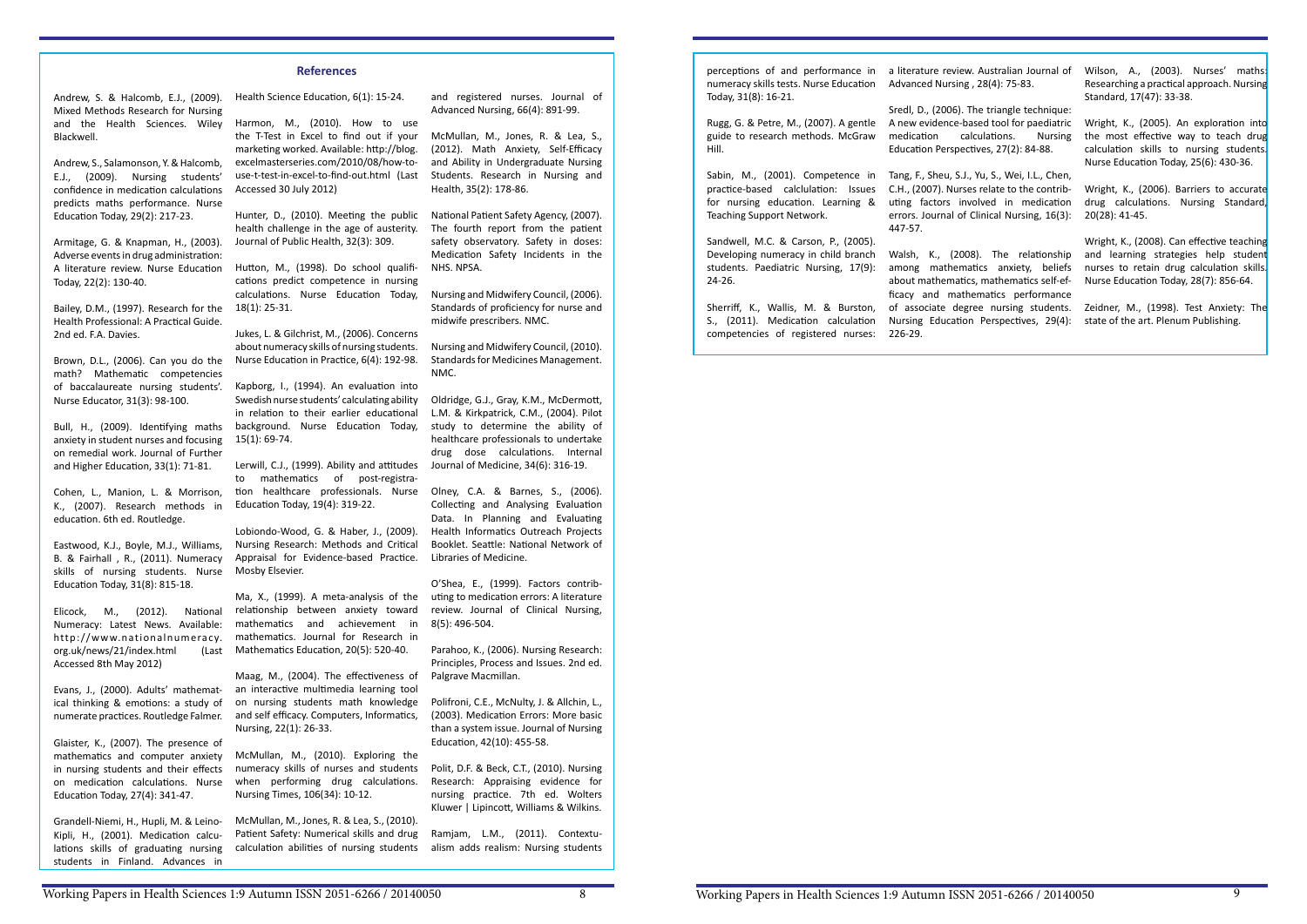## References

Andrew, S. & Halcomb, E.J., (2009). Mixed Methods Research for Nursing and the Health Sciences. Wiley Blackwell.

Andrew, S., Salamonson, Y. & Halcomb, E.J., (2009). Nursing students' confidence in medication calculations predicts maths performance. Nurse Education Today, 29(2): 217-23.

Armitage, G. & Knapman, H., (2003). Adverse events in drug administration: A literature review. Nurse Education Today, 22(2): 130-40.

Bailey, D.M., (1997). Research for the Health Professional: A Practical Guide. 2nd ed. F.A. Davies.

Brown, D.L., (2006). Can you do the math? Mathematic competencies of baccalaureate nursing students'. Nurse Educator, 31(3): 98-100.

Bull, H., (2009). Identifying maths anxiety in student nurses and focusing on remedial work. Journal of Further and Higher Education, 33(1): 71-81.

Cohen, L., Manion, L. & Morrison, K., (2007). Research methods in education. 6th ed. Routledge.

Eastwood, K.J., Boyle, M.J., Williams, B. & Fairhall , R., (2011). Numeracy skills of nursing students. Nurse Education Today, 31(8): 815-18.

Elicock, M., (2012). National Numeracy: Latest News. Available: http://www.nationalnumeracy.org.uk/news/21/index.html (Last Accessed 8th May 2012)

Evans, J., (2000). Adults' mathematical thinking & emotions: a study of numerate practices. Routledge Falmer.

Glaister, K., (2007). The presence of mathematics and computer anxiety in nursing students and their effects on medication calculations. Nurse Education Today, 27(4): 341-47.

Grandell-Niemi, H., Hupli, M. & Leino-Kipli, H., (2001). Medication calculations skills of graduating nursing students in Finland. Advances in Health Science Education, 6(1): 15-24.

Harmon, M., (2010). How to use the T-Test in Excel to find out if your marketing worked. Available: http://blog.excelmasterseries.com/2010/08/how-to-use-t-test-in-excel-to-find-out.html (Last Accessed 30 July 2012)

Hunter, D., (2010). Meeting the public health challenge in the age of austerity. Journal of Public Health, 32(3): 309.

Hutton, M., (1998). Do school qualifications predict competence in nursing calculations. Nurse Education Today, 18(1): 25-31.

Jukes, L. & Gilchrist, M., (2006). Concerns about numeracy skills of nursing students. Nurse Education in Practice, 6(4): 192-98.

Kapborg, I., (1994). An evaluation into Swedish nurse students' calculating ability in relation to their earlier educational background. Nurse Education Today, 15(1): 69-74.

Lerwill, C.J., (1999). Ability and attitudes to mathematics of post-registration healthcare professionals. Nurse Education Today, 19(4): 319-22.

Lobiondo-Wood, G. & Haber, J., (2009). Nursing Research: Methods and Critical Appraisal for Evidence-based Practice. Mosby Elsevier.

Ma, X., (1999). A meta-analysis of the relationship between anxiety toward mathematics and achievement in mathematics. Journal for Research in Mathematics Education, 20(5): 520-40.

Maag, M., (2004). The effectiveness of an interactive multimedia learning tool on nursing students math knowledge and self efficacy. Computers, Informatics, Nursing, 22(1): 26-33.

McMullan, M., (2010). Exploring the numeracy skills of nurses and students when performing drug calculations. Nursing Times, 106(34): 10-12.

McMullan, M., Jones, R. & Lea, S., (2010). Patient Safety: Numerical skills and drug calculation abilities of nursing students and registered nurses. Journal of Advanced Nursing, 66(4): 891-99.

McMullan, M., Jones, R. & Lea, S., (2012). Math Anxiety, Self-Efficacy and Ability in Undergraduate Nursing Students. Research in Nursing and Health, 35(2): 178-86.

National Patient Safety Agency, (2007). The fourth report from the patient safety observatory. Safety in doses: Medication Safety Incidents in the NHS. NPSA.

Nursing and Midwifery Council, (2006). Standards of proficiency for nurse and midwife prescribers. NMC.

Nursing and Midwifery Council, (2010). Standards for Medicines Management. NMC.

Oldridge, G.J., Gray, K.M., McDermott, L.M. & Kirkpatrick, C.M., (2004). Pilot study to determine the ability of healthcare professionals to undertake drug dose calculations. Internal Journal of Medicine, 34(6): 316-19.

Olney, C.A. & Barnes, S., (2006). Collecting and Analysing Evaluation Data. In Planning and Evaluating Health Informatics Outreach Projects Booklet. Seattle: National Network of Libraries of Medicine.

O'Shea, E., (1999). Factors contributing to medication errors: A literature review. Journal of Clinical Nursing, 8(5): 496-504.

Parahoo, K., (2006). Nursing Research: Principles, Process and Issues. 2nd ed. Palgrave Macmillan.

Polifroni, C.E., McNulty, J. & Allchin, L., (2003). Medication Errors: More basic than a system issue. Journal of Nursing Education, 42(10): 455-58.

Polit, D.F. & Beck, C.T., (2010). Nursing Research: Appraising evidence for nursing practice. 7th ed. Wolters Kluwer | Lipincott, Williams & Wilkins.

Ramjam, L.M., (2011). Contextualism adds realism: Nursing students perceptions of and performance in numeracy skills tests. Nurse Education Today, 31(8): 16-21.

Rugg, G. & Petre, M., (2007). A gentle guide to research methods. McGraw Hill.

Sabin, M., (2001). Competence in practice-based calclulation: Issues for nursing education. Learning & Teaching Support Network.

Sandwell, M.C. & Carson, P., (2005). Developing numeracy in child branch students. Paediatric Nursing, 17(9): 24-26.

Sherriff, K., Wallis, M. & Burston, S., (2011). Medication calculation competencies of registered nurses: a literature review. Australian Journal of Advanced Nursing , 28(4): 75-83.

Sredl, D., (2006). The triangle technique: A new evidence-based tool for paediatric medication calculations. Nursing Education Perspectives, 27(2): 84-88.

Tang, F., Sheu, S.J., Yu, S., Wei, I.L., Chen, C.H., (2007). Nurses relate to the contributing factors involved in medication errors. Journal of Clinical Nursing, 16(3): 447-57.

Walsh, K., (2008). The relationship among mathematics anxiety, beliefs about mathematics, mathematics self-efficacy and mathematics performance of associate degree nursing students. Nursing Education Perspectives, 29(4): 226-29.

Wilson, A., (2003). Nurses' maths: Researching a practical approach. Nursing Standard, 17(47): 33-38.

Wright, K., (2005). An exploration into the most effective way to teach drug calculation skills to nursing students. Nurse Education Today, 25(6): 430-36.

Wright, K., (2006). Barriers to accurate drug calculations. Nursing Standard, 20(28): 41-45.

Wright, K., (2008). Can effective teaching and learning strategies help student nurses to retain drug calculation skills. Nurse Education Today, 28(7): 856-64.

Zeidner, M., (1998). Test Anxiety: The state of the art. Plenum Publishing.